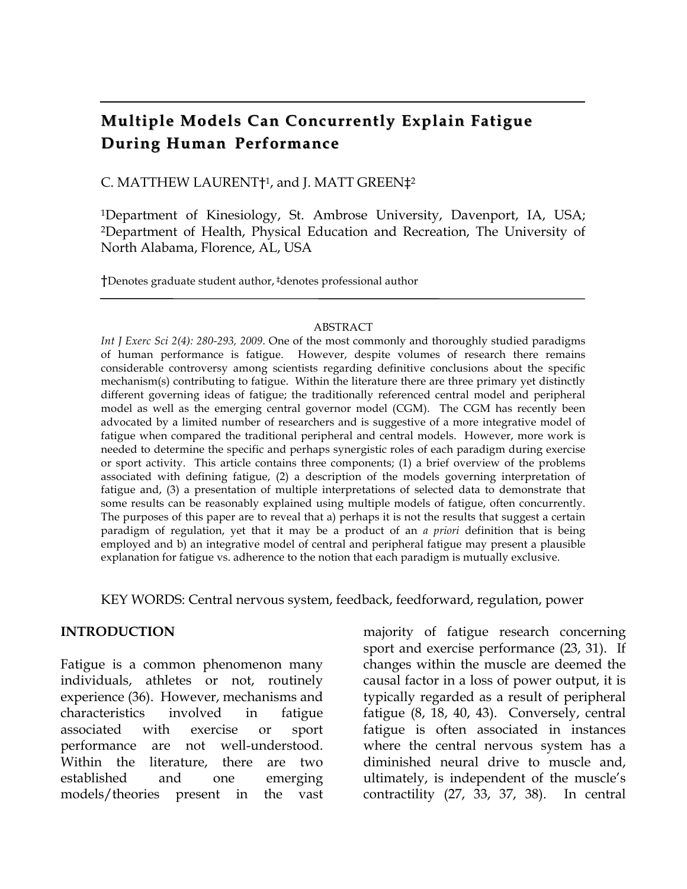# Multiple Models Can Concurrently Explain Fatigue During Human Performance

C. MATTHEW LAURENT†[1], and J. MATT GREEN‡[2]

[1]Department of Kinesiology, St. Ambrose University, Davenport, IA, USA; [2]Department of Health, Physical Education and Recreation, The University of North Alabama, Florence, AL, USA

†Denotes graduate student author, ‡denotes professional author

## ABSTRACT

*Int J Exerc Sci 2(4): 280-293, 2009*. One of the most commonly and thoroughly studied paradigms of human performance is fatigue. However, despite volumes of research there remains considerable controversy among scientists regarding definitive conclusions about the specific mechanism(s) contributing to fatigue. Within the literature there are three primary yet distinctly different governing ideas of fatigue; the traditionally referenced central model and peripheral model as well as the emerging central governor model (CGM). The CGM has recently been advocated by a limited number of researchers and is suggestive of a more integrative model of fatigue when compared the traditional peripheral and central models. However, more work is needed to determine the specific and perhaps synergistic roles of each paradigm during exercise or sport activity. This article contains three components; (1) a brief overview of the problems associated with defining fatigue, (2) a description of the models governing interpretation of fatigue and, (3) a presentation of multiple interpretations of selected data to demonstrate that some results can be reasonably explained using multiple models of fatigue, often concurrently. The purposes of this paper are to reveal that a) perhaps it is not the results that suggest a certain paradigm of regulation, yet that it may be a product of an *a priori* definition that is being employed and b) an integrative model of central and peripheral fatigue may present a plausible explanation for fatigue vs. adherence to the notion that each paradigm is mutually exclusive.

KEY WORDS: Central nervous system, feedback, feedforward, regulation, power

## INTRODUCTION

Fatigue is a common phenomenon many individuals, athletes or not, routinely experience (36). However, mechanisms and characteristics involved in fatigue associated with exercise or sport performance are not well-understood. Within the literature, there are two established and one emerging models/theories present in the vast majority of fatigue research concerning sport and exercise performance (23, 31). If changes within the muscle are deemed the causal factor in a loss of power output, it is typically regarded as a result of peripheral fatigue (8, 18, 40, 43). Conversely, central fatigue is often associated in instances where the central nervous system has a diminished neural drive to muscle and, ultimately, is independent of the muscle's contractility (27, 33, 37, 38). In central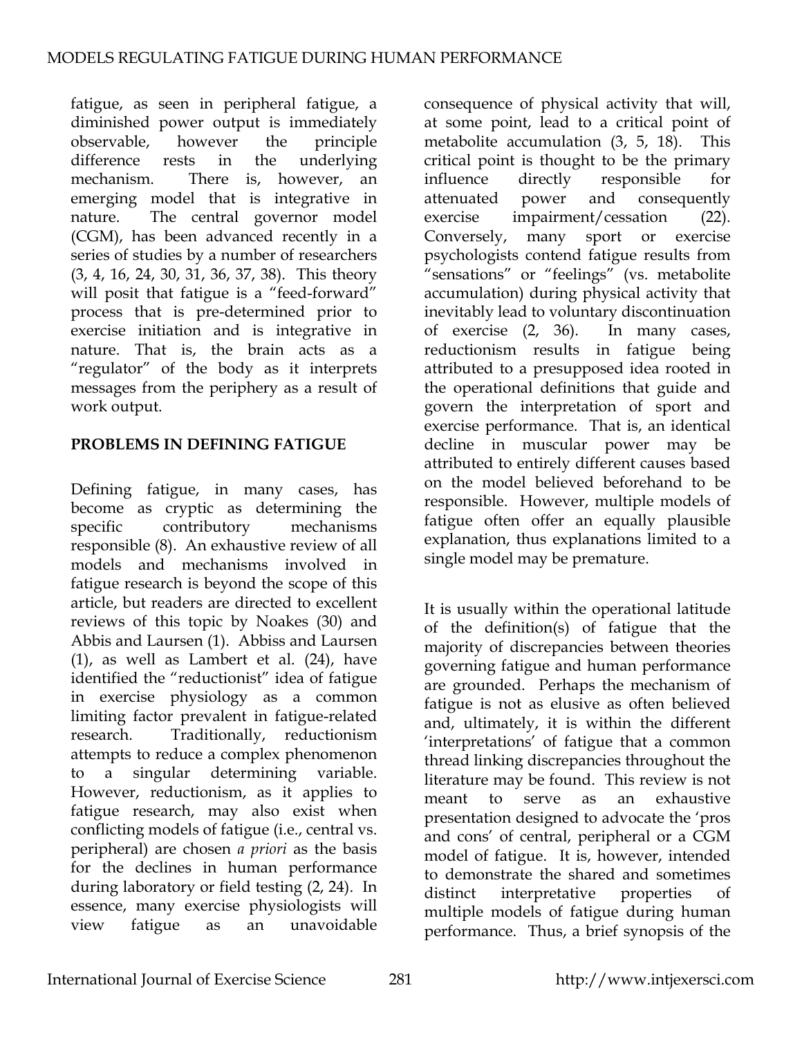fatigue, as seen in peripheral fatigue, a diminished power output is immediately observable, however the principle difference rests in the underlying mechanism. There is, however, an emerging model that is integrative in nature. The central governor model (CGM), has been advanced recently in a series of studies by a number of researchers (3, 4, 16, 24, 30, 31, 36, 37, 38). This theory will posit that fatigue is a "feed-forward" process that is pre-determined prior to exercise initiation and is integrative in nature. That is, the brain acts as a "regulator" of the body as it interprets messages from the periphery as a result of work output.

## PROBLEMS IN DEFINING FATIGUE

Defining fatigue, in many cases, has become as cryptic as determining the specific contributory mechanisms responsible (8). An exhaustive review of all models and mechanisms involved in fatigue research is beyond the scope of this article, but readers are directed to excellent reviews of this topic by Noakes (30) and Abbis and Laursen (1). Abbiss and Laursen (1), as well as Lambert et al. (24), have identified the "reductionist" idea of fatigue in exercise physiology as a common limiting factor prevalent in fatigue-related research. Traditionally, reductionism attempts to reduce a complex phenomenon to a singular determining variable. However, reductionism, as it applies to fatigue research, may also exist when conflicting models of fatigue (i.e., central vs. peripheral) are chosen *a priori* as the basis for the declines in human performance during laboratory or field testing (2, 24). In essence, many exercise physiologists will view fatigue as an unavoidable consequence of physical activity that will, at some point, lead to a critical point of metabolite accumulation (3, 5, 18). This critical point is thought to be the primary influence directly responsible for attenuated power and consequently exercise impairment/cessation (22). Conversely, many sport or exercise psychologists contend fatigue results from "sensations" or "feelings" (vs. metabolite accumulation) during physical activity that inevitably lead to voluntary discontinuation of exercise (2, 36). In many cases, reductionism results in fatigue being attributed to a presupposed idea rooted in the operational definitions that guide and govern the interpretation of sport and exercise performance. That is, an identical decline in muscular power may be attributed to entirely different causes based on the model believed beforehand to be responsible. However, multiple models of fatigue often offer an equally plausible explanation, thus explanations limited to a single model may be premature.

It is usually within the operational latitude of the definition(s) of fatigue that the majority of discrepancies between theories governing fatigue and human performance are grounded. Perhaps the mechanism of fatigue is not as elusive as often believed and, ultimately, it is within the different 'interpretations' of fatigue that a common thread linking discrepancies throughout the literature may be found. This review is not meant to serve as an exhaustive presentation designed to advocate the 'pros and cons' of central, peripheral or a CGM model of fatigue. It is, however, intended to demonstrate the shared and sometimes distinct interpretative properties of multiple models of fatigue during human performance. Thus, a brief synopsis of the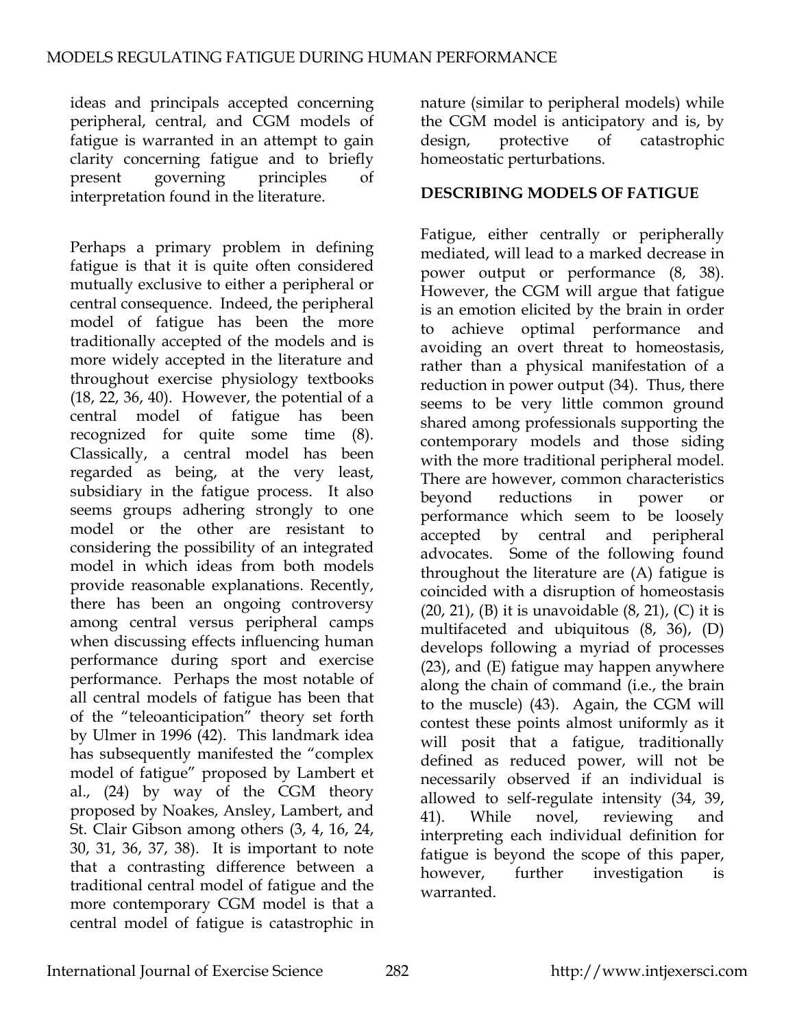ideas and principals accepted concerning peripheral, central, and CGM models of fatigue is warranted in an attempt to gain clarity concerning fatigue and to briefly present governing principles of interpretation found in the literature.

Perhaps a primary problem in defining fatigue is that it is quite often considered mutually exclusive to either a peripheral or central consequence. Indeed, the peripheral model of fatigue has been the more traditionally accepted of the models and is more widely accepted in the literature and throughout exercise physiology textbooks (18, 22, 36, 40). However, the potential of a central model of fatigue has been recognized for quite some time (8). Classically, a central model has been regarded as being, at the very least, subsidiary in the fatigue process. It also seems groups adhering strongly to one model or the other are resistant to considering the possibility of an integrated model in which ideas from both models provide reasonable explanations. Recently, there has been an ongoing controversy among central versus peripheral camps when discussing effects influencing human performance during sport and exercise performance. Perhaps the most notable of all central models of fatigue has been that of the "teleoanticipation" theory set forth by Ulmer in 1996 (42). This landmark idea has subsequently manifested the "complex model of fatigue" proposed by Lambert et al., (24) by way of the CGM theory proposed by Noakes, Ansley, Lambert, and St. Clair Gibson among others (3, 4, 16, 24, 30, 31, 36, 37, 38). It is important to note that a contrasting difference between a traditional central model of fatigue and the more contemporary CGM model is that a central model of fatigue is catastrophic in nature (similar to peripheral models) while the CGM model is anticipatory and is, by design, protective of catastrophic homeostatic perturbations.

## DESCRIBING MODELS OF FATIGUE

Fatigue, either centrally or peripherally mediated, will lead to a marked decrease in power output or performance (8, 38). However, the CGM will argue that fatigue is an emotion elicited by the brain in order to achieve optimal performance and avoiding an overt threat to homeostasis, rather than a physical manifestation of a reduction in power output (34). Thus, there seems to be very little common ground shared among professionals supporting the contemporary models and those siding with the more traditional peripheral model. There are however, common characteristics beyond reductions in power or performance which seem to be loosely accepted by central and peripheral advocates. Some of the following found throughout the literature are (A) fatigue is coincided with a disruption of homeostasis (20, 21), (B) it is unavoidable (8, 21), (C) it is multifaceted and ubiquitous (8, 36), (D) develops following a myriad of processes (23), and (E) fatigue may happen anywhere along the chain of command (i.e., the brain to the muscle) (43). Again, the CGM will contest these points almost uniformly as it will posit that a fatigue, traditionally defined as reduced power, will not be necessarily observed if an individual is allowed to self-regulate intensity (34, 39, 41). While novel, reviewing and interpreting each individual definition for fatigue is beyond the scope of this paper, however, further investigation is warranted.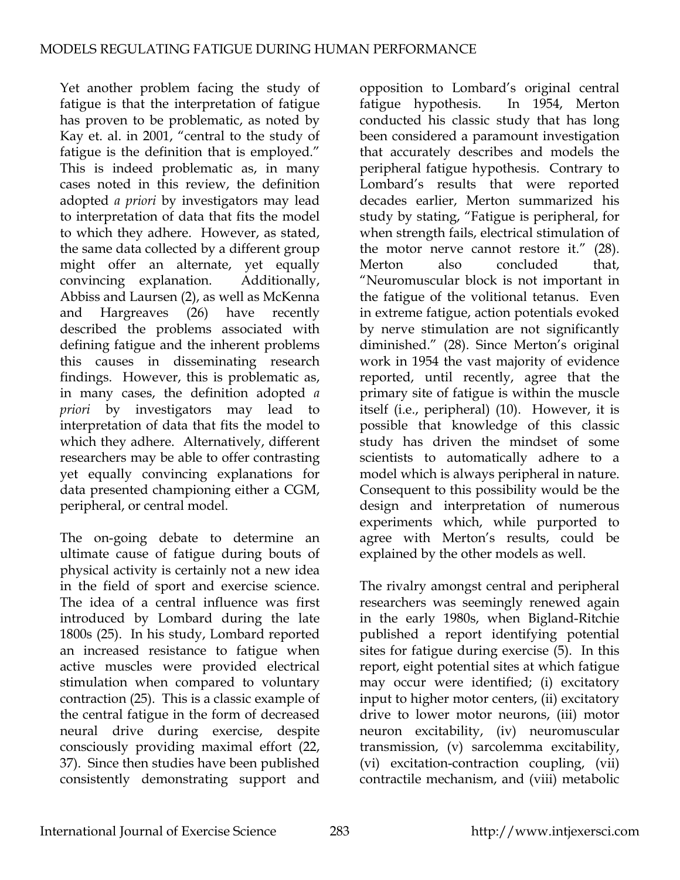Yet another problem facing the study of fatigue is that the interpretation of fatigue has proven to be problematic, as noted by Kay et. al. in 2001, "central to the study of fatigue is the definition that is employed." This is indeed problematic as, in many cases noted in this review, the definition adopted *a priori* by investigators may lead to interpretation of data that fits the model to which they adhere. However, as stated, the same data collected by a different group might offer an alternate, yet equally convincing explanation. Additionally, Abbiss and Laursen (2), as well as McKenna and Hargreaves (26) have recently described the problems associated with defining fatigue and the inherent problems this causes in disseminating research findings. However, this is problematic as, in many cases, the definition adopted *a priori* by investigators may lead to interpretation of data that fits the model to which they adhere. Alternatively, different researchers may be able to offer contrasting yet equally convincing explanations for data presented championing either a CGM, peripheral, or central model.

The on-going debate to determine an ultimate cause of fatigue during bouts of physical activity is certainly not a new idea in the field of sport and exercise science. The idea of a central influence was first introduced by Lombard during the late 1800s (25). In his study, Lombard reported an increased resistance to fatigue when active muscles were provided electrical stimulation when compared to voluntary contraction (25). This is a classic example of the central fatigue in the form of decreased neural drive during exercise, despite consciously providing maximal effort (22, 37). Since then studies have been published consistently demonstrating support and opposition to Lombard's original central fatigue hypothesis. In 1954, Merton conducted his classic study that has long been considered a paramount investigation that accurately describes and models the peripheral fatigue hypothesis. Contrary to Lombard's results that were reported decades earlier, Merton summarized his study by stating, "Fatigue is peripheral, for when strength fails, electrical stimulation of the motor nerve cannot restore it." (28). Merton also concluded that, "Neuromuscular block is not important in the fatigue of the volitional tetanus. Even in extreme fatigue, action potentials evoked by nerve stimulation are not significantly diminished." (28). Since Merton's original work in 1954 the vast majority of evidence reported, until recently, agree that the primary site of fatigue is within the muscle itself (i.e., peripheral) (10). However, it is possible that knowledge of this classic study has driven the mindset of some scientists to automatically adhere to a model which is always peripheral in nature. Consequent to this possibility would be the design and interpretation of numerous experiments which, while purported to agree with Merton's results, could be explained by the other models as well.

The rivalry amongst central and peripheral researchers was seemingly renewed again in the early 1980s, when Bigland-Ritchie published a report identifying potential sites for fatigue during exercise (5). In this report, eight potential sites at which fatigue may occur were identified; (i) excitatory input to higher motor centers, (ii) excitatory drive to lower motor neurons, (iii) motor neuron excitability, (iv) neuromuscular transmission, (v) sarcolemma excitability, (vi) excitation-contraction coupling, (vii) contractile mechanism, and (viii) metabolic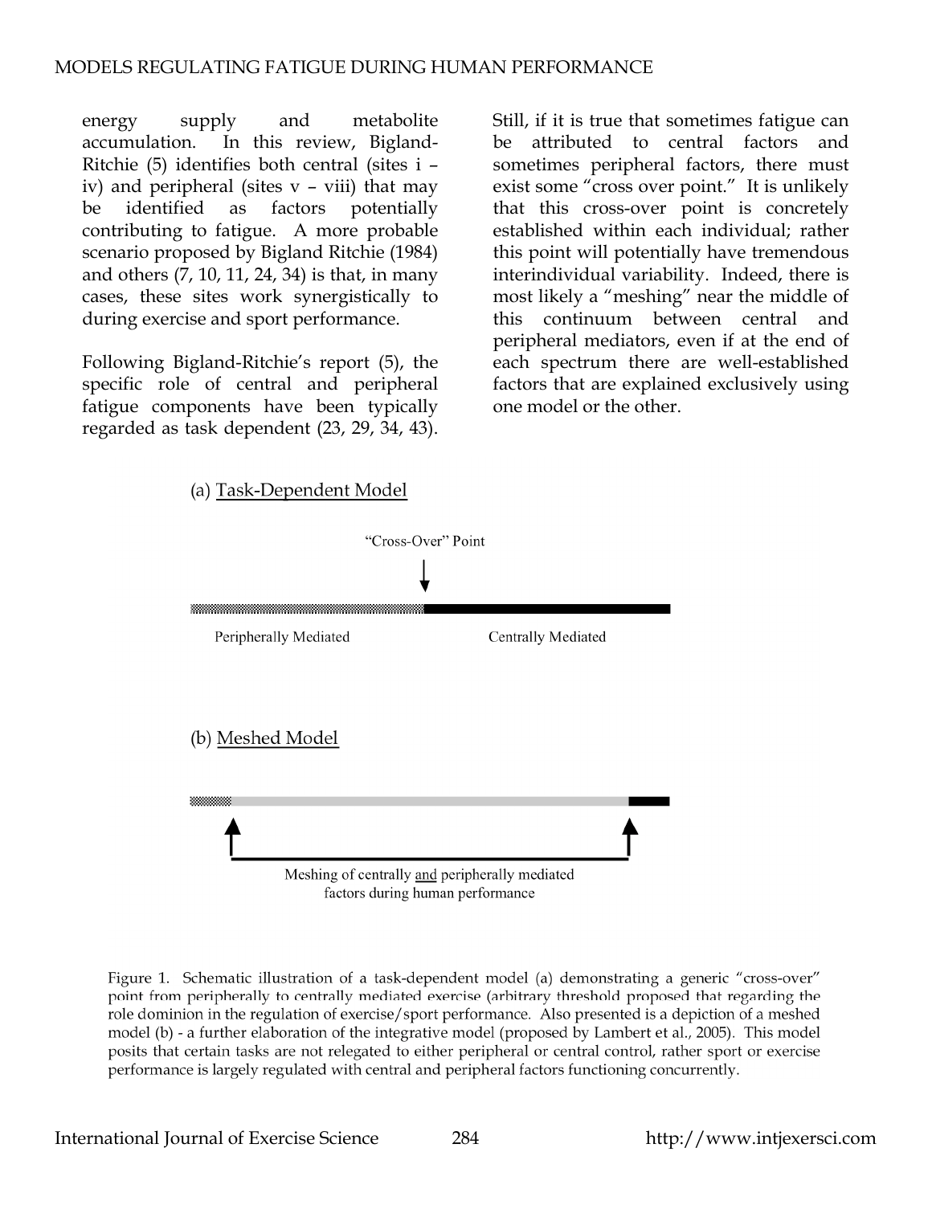energy supply and metabolite accumulation. In this review, Bigland-Ritchie (5) identifies both central (sites i – iv) and peripheral (sites v – viii) that may be identified as factors potentially contributing to fatigue. A more probable scenario proposed by Bigland Ritchie (1984) and others (7, 10, 11, 24, 34) is that, in many cases, these sites work synergistically to during exercise and sport performance.

Following Bigland-Ritchie's report (5), the specific role of central and peripheral fatigue components have been typically regarded as task dependent (23, 29, 34, 43). Still, if it is true that sometimes fatigue can be attributed to central factors and sometimes peripheral factors, there must exist some "cross over point." It is unlikely that this cross-over point is concretely established within each individual; rather this point will potentially have tremendous interindividual variability. Indeed, there is most likely a "meshing" near the middle of this continuum between central and peripheral mediators, even if at the end of each spectrum there are well-established factors that are explained exclusively using one model or the other.

(a) Task-Dependent Model

"Cross-Over" Point

Peripherally Mediated — Centrally Mediated

(b) Meshed Model

Meshing of centrally and peripherally mediated factors during human performance

Figure 1. Schematic illustration of a task-dependent model (a) demonstrating a generic "cross-over" point from peripherally to centrally mediated exercise (arbitrary threshold proposed that regarding the role dominion in the regulation of exercise/sport performance. Also presented is a depiction of a meshed model (b) - a further elaboration of the integrative model (proposed by Lambert et al., 2005). This model posits that certain tasks are not relegated to either peripheral or central control, rather sport or exercise performance is largely regulated with central and peripheral factors functioning concurrently.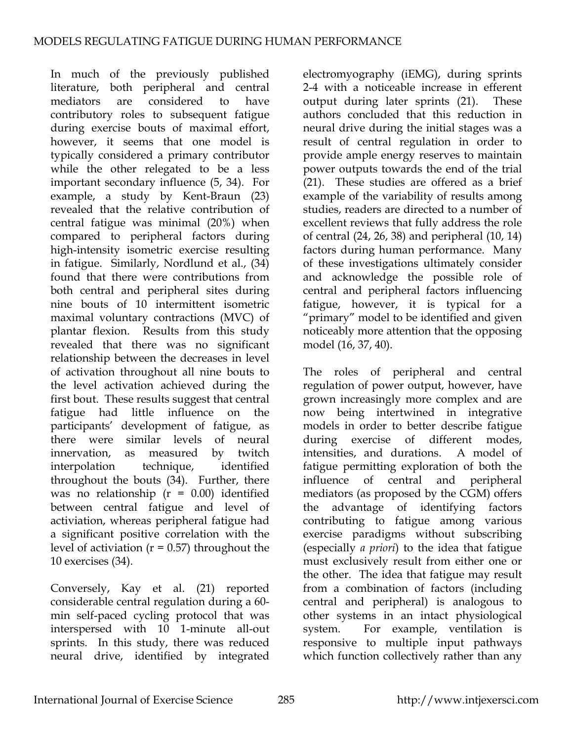In much of the previously published literature, both peripheral and central mediators are considered to have contributory roles to subsequent fatigue during exercise bouts of maximal effort, however, it seems that one model is typically considered a primary contributor while the other relegated to be a less important secondary influence (5, 34). For example, a study by Kent-Braun (23) revealed that the relative contribution of central fatigue was minimal (20%) when compared to peripheral factors during high-intensity isometric exercise resulting in fatigue. Similarly, Nordlund et al., (34) found that there were contributions from both central and peripheral sites during nine bouts of 10 intermittent isometric maximal voluntary contractions (MVC) of plantar flexion. Results from this study revealed that there was no significant relationship between the decreases in level of activation throughout all nine bouts to the level activation achieved during the first bout. These results suggest that central fatigue had little influence on the participants' development of fatigue, as there were similar levels of neural innervation, as measured by twitch interpolation technique, identified throughout the bouts (34). Further, there was no relationship ($r = 0.00$) identified between central fatigue and level of activiation, whereas peripheral fatigue had a significant positive correlation with the level of activiation ($r = 0.57$) throughout the 10 exercises (34).

Conversely, Kay et al. (21) reported considerable central regulation during a 60-min self-paced cycling protocol that was interspersed with 10 1-minute all-out sprints. In this study, there was reduced neural drive, identified by integrated electromyography (iEMG), during sprints 2-4 with a noticeable increase in efferent output during later sprints (21). These authors concluded that this reduction in neural drive during the initial stages was a result of central regulation in order to provide ample energy reserves to maintain power outputs towards the end of the trial (21). These studies are offered as a brief example of the variability of results among studies, readers are directed to a number of excellent reviews that fully address the role of central (24, 26, 38) and peripheral (10, 14) factors during human performance. Many of these investigations ultimately consider and acknowledge the possible role of central and peripheral factors influencing fatigue, however, it is typical for a "primary" model to be identified and given noticeably more attention that the opposing model (16, 37, 40).

The roles of peripheral and central regulation of power output, however, have grown increasingly more complex and are now being intertwined in integrative models in order to better describe fatigue during exercise of different modes, intensities, and durations. A model of fatigue permitting exploration of both the influence of central and peripheral mediators (as proposed by the CGM) offers the advantage of identifying factors contributing to fatigue among various exercise paradigms without subscribing (especially *a priori*) to the idea that fatigue must exclusively result from either one or the other. The idea that fatigue may result from a combination of factors (including central and peripheral) is analogous to other systems in an intact physiological system. For example, ventilation is responsive to multiple input pathways which function collectively rather than any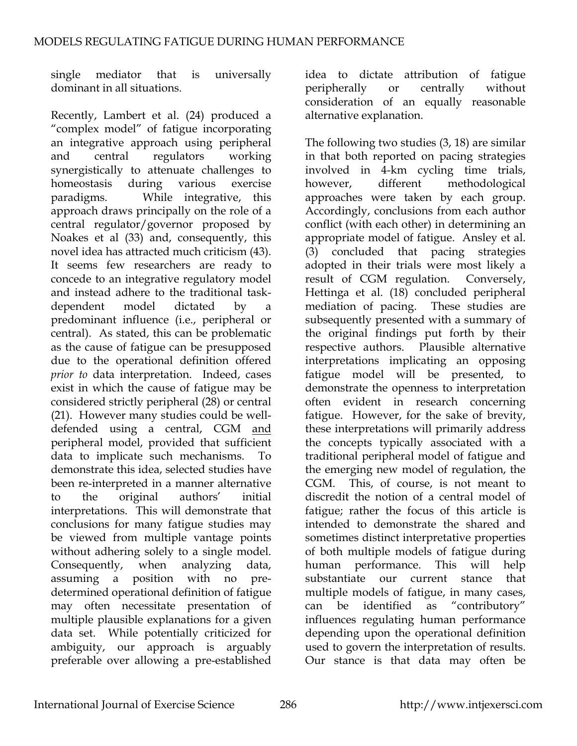single mediator that is universally dominant in all situations.

Recently, Lambert et al. (24) produced a "complex model" of fatigue incorporating an integrative approach using peripheral and central regulators working synergistically to attenuate challenges to homeostasis during various exercise paradigms. While integrative, this approach draws principally on the role of a central regulator/governor proposed by Noakes et al (33) and, consequently, this novel idea has attracted much criticism (43). It seems few researchers are ready to concede to an integrative regulatory model and instead adhere to the traditional task-dependent model dictated by a predominant influence (i.e., peripheral or central). As stated, this can be problematic as the cause of fatigue can be presupposed due to the operational definition offered *prior to* data interpretation. Indeed, cases exist in which the cause of fatigue may be considered strictly peripheral (28) or central (21). However many studies could be well-defended using a central, CGM <u>and</u> peripheral model, provided that sufficient data to implicate such mechanisms. To demonstrate this idea, selected studies have been re-interpreted in a manner alternative to the original authors' initial interpretations. This will demonstrate that conclusions for many fatigue studies may be viewed from multiple vantage points without adhering solely to a single model. Consequently, when analyzing data, assuming a position with no pre-determined operational definition of fatigue may often necessitate presentation of multiple plausible explanations for a given data set. While potentially criticized for ambiguity, our approach is arguably preferable over allowing a pre-established idea to dictate attribution of fatigue peripherally or centrally without consideration of an equally reasonable alternative explanation.

The following two studies (3, 18) are similar in that both reported on pacing strategies involved in 4-km cycling time trials, however, different methodological approaches were taken by each group. Accordingly, conclusions from each author conflict (with each other) in determining an appropriate model of fatigue. Ansley et al. (3) concluded that pacing strategies adopted in their trials were most likely a result of CGM regulation. Conversely, Hettinga et al. (18) concluded peripheral mediation of pacing. These studies are subsequently presented with a summary of the original findings put forth by their respective authors. Plausible alternative interpretations implicating an opposing fatigue model will be presented, to demonstrate the openness to interpretation often evident in research concerning fatigue. However, for the sake of brevity, these interpretations will primarily address the concepts typically associated with a traditional peripheral model of fatigue and the emerging new model of regulation, the CGM. This, of course, is not meant to discredit the notion of a central model of fatigue; rather the focus of this article is intended to demonstrate the shared and sometimes distinct interpretative properties of both multiple models of fatigue during human performance. This will help substantiate our current stance that multiple models of fatigue, in many cases, can be identified as "contributory" influences regulating human performance depending upon the operational definition used to govern the interpretation of results. Our stance is that data may often be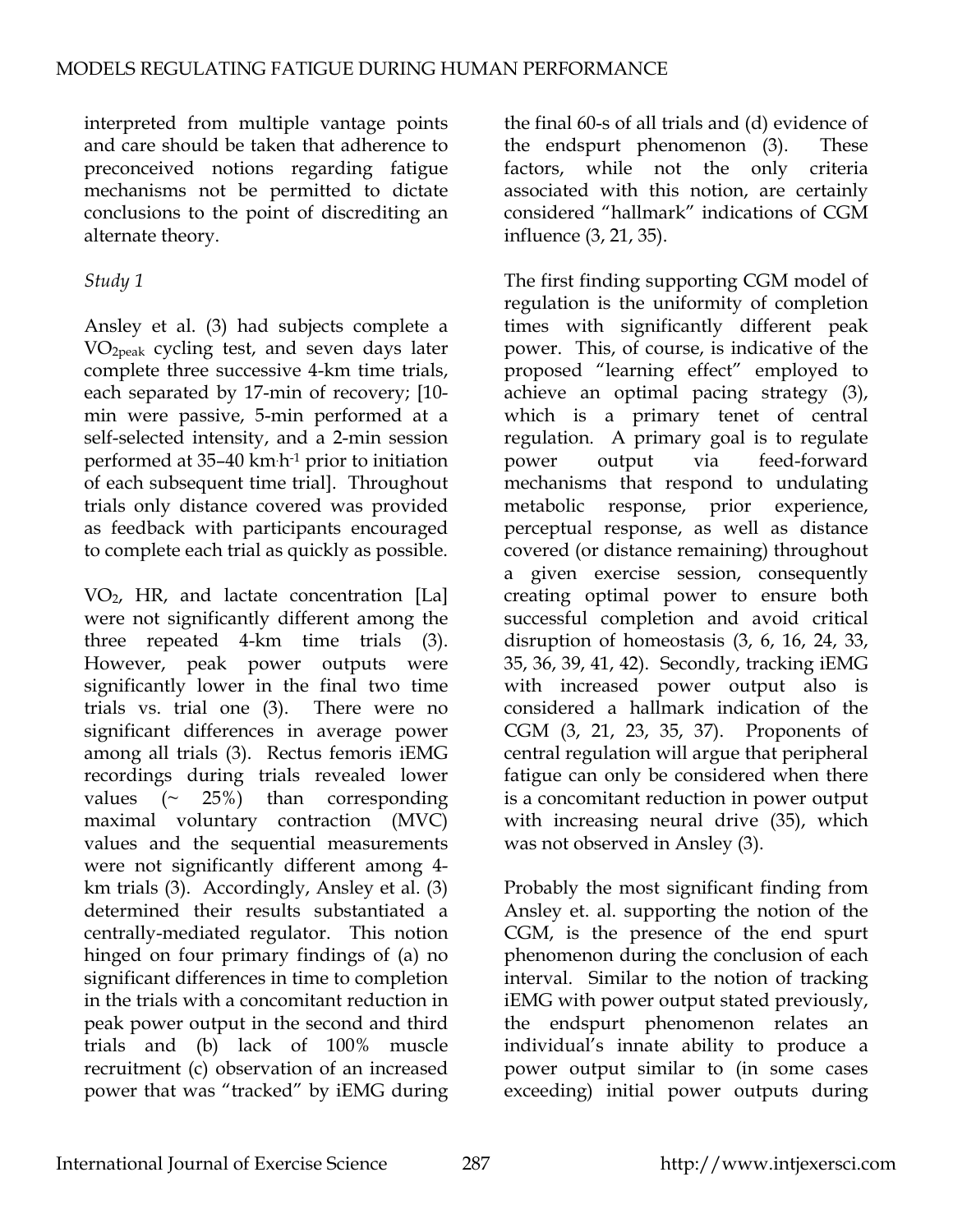interpreted from multiple vantage points and care should be taken that adherence to preconceived notions regarding fatigue mechanisms not be permitted to dictate conclusions to the point of discrediting an alternate theory.

*Study 1*

Ansley et al. (3) had subjects complete a $VO_{2peak}$ cycling test, and seven days later complete three successive 4-km time trials, each separated by 17-min of recovery; [10-min were passive, 5-min performed at a self-selected intensity, and a 2-min session performed at 35–40 km·h$^{-1}$ prior to initiation of each subsequent time trial]. Throughout trials only distance covered was provided as feedback with participants encouraged to complete each trial as quickly as possible.

$VO_2$, HR, and lactate concentration [La] were not significantly different among the three repeated 4-km time trials (3). However, peak power outputs were significantly lower in the final two time trials vs. trial one (3). There were no significant differences in average power among all trials (3). Rectus femoris iEMG recordings during trials revealed lower values (~ 25%) than corresponding maximal voluntary contraction (MVC) values and the sequential measurements were not significantly different among 4-km trials (3). Accordingly, Ansley et al. (3) determined their results substantiated a centrally-mediated regulator. This notion hinged on four primary findings of (a) no significant differences in time to completion in the trials with a concomitant reduction in peak power output in the second and third trials and (b) lack of 100% muscle recruitment (c) observation of an increased power that was "tracked" by iEMG during the final 60-s of all trials and (d) evidence of the endspurt phenomenon (3). These factors, while not the only criteria associated with this notion, are certainly considered "hallmark" indications of CGM influence (3, 21, 35).

The first finding supporting CGM model of regulation is the uniformity of completion times with significantly different peak power. This, of course, is indicative of the proposed "learning effect" employed to achieve an optimal pacing strategy (3), which is a primary tenet of central regulation. A primary goal is to regulate power output via feed-forward mechanisms that respond to undulating metabolic response, prior experience, perceptual response, as well as distance covered (or distance remaining) throughout a given exercise session, consequently creating optimal power to ensure both successful completion and avoid critical disruption of homeostasis (3, 6, 16, 24, 33, 35, 36, 39, 41, 42). Secondly, tracking iEMG with increased power output also is considered a hallmark indication of the CGM (3, 21, 23, 35, 37). Proponents of central regulation will argue that peripheral fatigue can only be considered when there is a concomitant reduction in power output with increasing neural drive (35), which was not observed in Ansley (3).

Probably the most significant finding from Ansley et. al. supporting the notion of the CGM, is the presence of the end spurt phenomenon during the conclusion of each interval. Similar to the notion of tracking iEMG with power output stated previously, the endspurt phenomenon relates an individual's innate ability to produce a power output similar to (in some cases exceeding) initial power outputs during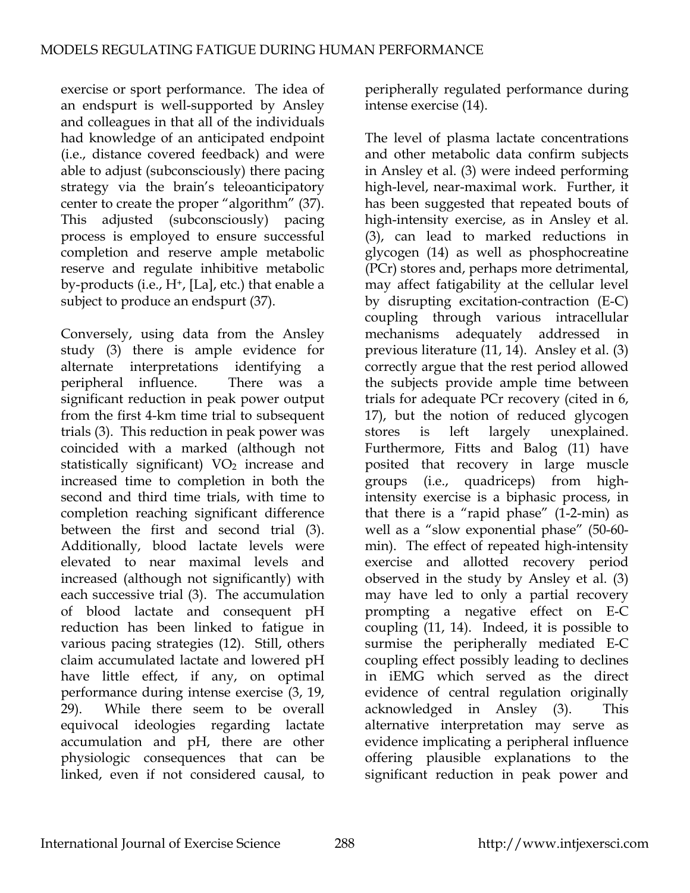exercise or sport performance. The idea of an endspurt is well-supported by Ansley and colleagues in that all of the individuals had knowledge of an anticipated endpoint (i.e., distance covered feedback) and were able to adjust (subconsciously) there pacing strategy via the brain's teleoanticipatory center to create the proper "algorithm" (37). This adjusted (subconsciously) pacing process is employed to ensure successful completion and reserve ample metabolic reserve and regulate inhibitive metabolic by-products (i.e., $H^+$, [La], etc.) that enable a subject to produce an endspurt (37).

Conversely, using data from the Ansley study (3) there is ample evidence for alternate interpretations identifying a peripheral influence. There was a significant reduction in peak power output from the first 4-km time trial to subsequent trials (3). This reduction in peak power was coincided with a marked (although not statistically significant) $VO_2$ increase and increased time to completion in both the second and third time trials, with time to completion reaching significant difference between the first and second trial (3). Additionally, blood lactate levels were elevated to near maximal levels and increased (although not significantly) with each successive trial (3). The accumulation of blood lactate and consequent pH reduction has been linked to fatigue in various pacing strategies (12). Still, others claim accumulated lactate and lowered pH have little effect, if any, on optimal performance during intense exercise (3, 19, 29). While there seem to be overall equivocal ideologies regarding lactate accumulation and pH, there are other physiologic consequences that can be linked, even if not considered causal, to peripherally regulated performance during intense exercise (14).

The level of plasma lactate concentrations and other metabolic data confirm subjects in Ansley et al. (3) were indeed performing high-level, near-maximal work. Further, it has been suggested that repeated bouts of high-intensity exercise, as in Ansley et al. (3), can lead to marked reductions in glycogen (14) as well as phosphocreatine (PCr) stores and, perhaps more detrimental, may affect fatigability at the cellular level by disrupting excitation-contraction (E-C) coupling through various intracellular mechanisms adequately addressed in previous literature (11, 14). Ansley et al. (3) correctly argue that the rest period allowed the subjects provide ample time between trials for adequate PCr recovery (cited in 6, 17), but the notion of reduced glycogen stores is left largely unexplained. Furthermore, Fitts and Balog (11) have posited that recovery in large muscle groups (i.e., quadriceps) from high-intensity exercise is a biphasic process, in that there is a "rapid phase" (1-2-min) as well as a "slow exponential phase" (50-60-min). The effect of repeated high-intensity exercise and allotted recovery period observed in the study by Ansley et al. (3) may have led to only a partial recovery prompting a negative effect on E-C coupling (11, 14). Indeed, it is possible to surmise the peripherally mediated E-C coupling effect possibly leading to declines in iEMG which served as the direct evidence of central regulation originally acknowledged in Ansley (3). This alternative interpretation may serve as evidence implicating a peripheral influence offering plausible explanations to the significant reduction in peak power and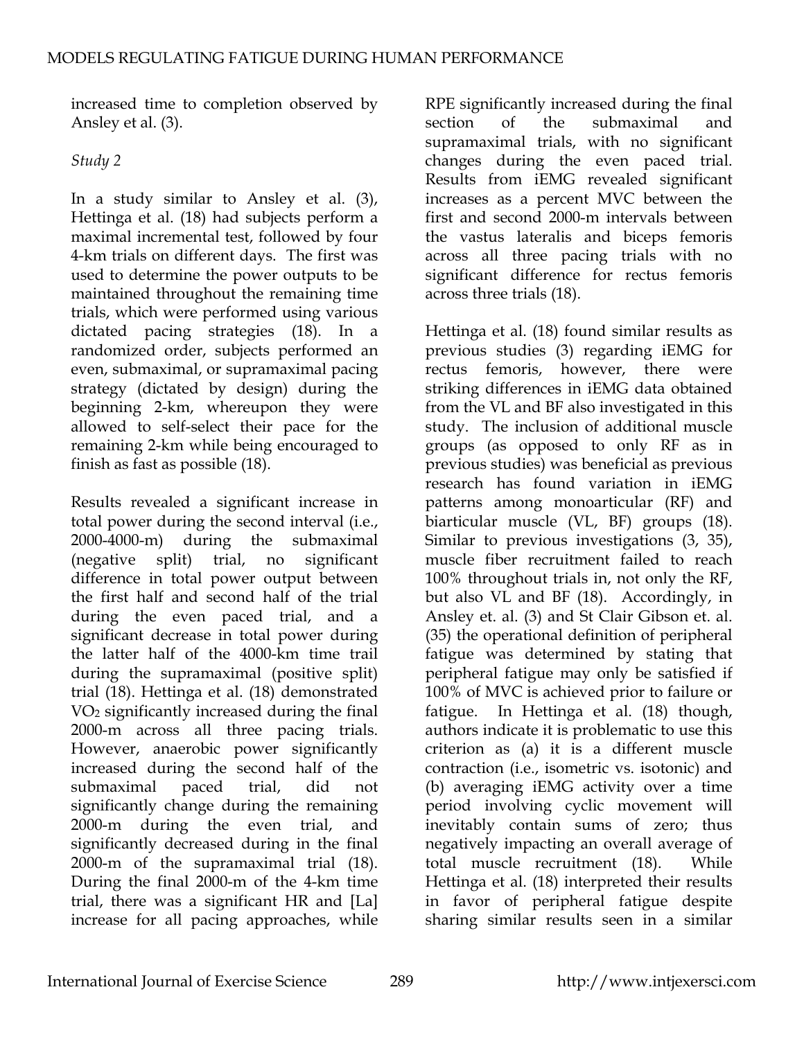increased time to completion observed by Ansley et al. (3).

*Study 2*

In a study similar to Ansley et al. (3), Hettinga et al. (18) had subjects perform a maximal incremental test, followed by four 4-km trials on different days. The first was used to determine the power outputs to be maintained throughout the remaining time trials, which were performed using various dictated pacing strategies (18). In a randomized order, subjects performed an even, submaximal, or supramaximal pacing strategy (dictated by design) during the beginning 2-km, whereupon they were allowed to self-select their pace for the remaining 2-km while being encouraged to finish as fast as possible (18).

Results revealed a significant increase in total power during the second interval (i.e., 2000-4000-m) during the submaximal (negative split) trial, no significant difference in total power output between the first half and second half of the trial during the even paced trial, and a significant decrease in total power during the latter half of the 4000-km time trail during the supramaximal (positive split) trial (18). Hettinga et al. (18) demonstrated $VO_2$ significantly increased during the final 2000-m across all three pacing trials. However, anaerobic power significantly increased during the second half of the submaximal paced trial, did not significantly change during the remaining 2000-m during the even trial, and significantly decreased during in the final 2000-m of the supramaximal trial (18). During the final 2000-m of the 4-km time trial, there was a significant HR and [La] increase for all pacing approaches, while RPE significantly increased during the final section of the submaximal and supramaximal trials, with no significant changes during the even paced trial. Results from iEMG revealed significant increases as a percent MVC between the first and second 2000-m intervals between the vastus lateralis and biceps femoris across all three pacing trials with no significant difference for rectus femoris across three trials (18).

Hettinga et al. (18) found similar results as previous studies (3) regarding iEMG for rectus femoris, however, there were striking differences in iEMG data obtained from the VL and BF also investigated in this study. The inclusion of additional muscle groups (as opposed to only RF as in previous studies) was beneficial as previous research has found variation in iEMG patterns among monoarticular (RF) and biarticular muscle (VL, BF) groups (18). Similar to previous investigations (3, 35), muscle fiber recruitment failed to reach 100% throughout trials in, not only the RF, but also VL and BF (18). Accordingly, in Ansley et. al. (3) and St Clair Gibson et. al. (35) the operational definition of peripheral fatigue was determined by stating that peripheral fatigue may only be satisfied if 100% of MVC is achieved prior to failure or fatigue. In Hettinga et al. (18) though, authors indicate it is problematic to use this criterion as (a) it is a different muscle contraction (i.e., isometric vs. isotonic) and (b) averaging iEMG activity over a time period involving cyclic movement will inevitably contain sums of zero; thus negatively impacting an overall average of total muscle recruitment (18). While Hettinga et al. (18) interpreted their results in favor of peripheral fatigue despite sharing similar results seen in a similar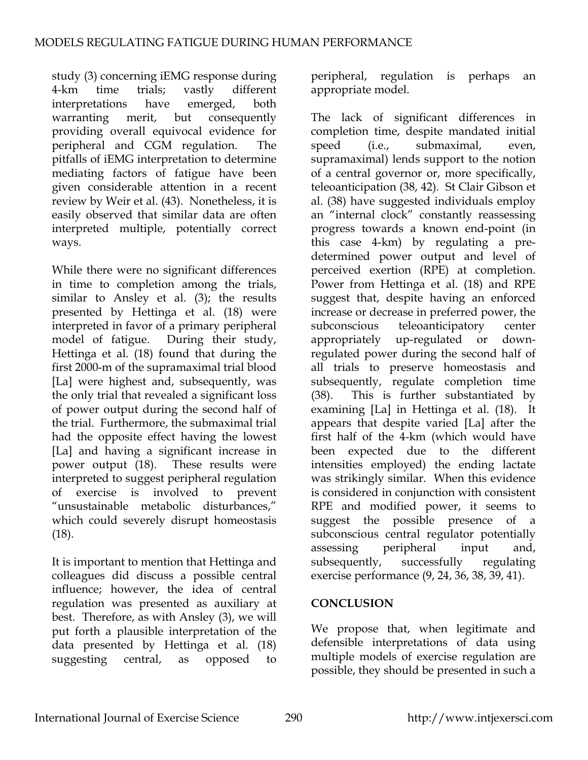study (3) concerning iEMG response during 4-km time trials; vastly different interpretations have emerged, both warranting merit, but consequently providing overall equivocal evidence for peripheral and CGM regulation. The pitfalls of iEMG interpretation to determine mediating factors of fatigue have been given considerable attention in a recent review by Weir et al. (43). Nonetheless, it is easily observed that similar data are often interpreted multiple, potentially correct ways.

While there were no significant differences in time to completion among the trials, similar to Ansley et al. (3); the results presented by Hettinga et al. (18) were interpreted in favor of a primary peripheral model of fatigue. During their study, Hettinga et al. (18) found that during the first 2000-m of the supramaximal trial blood [La] were highest and, subsequently, was the only trial that revealed a significant loss of power output during the second half of the trial. Furthermore, the submaximal trial had the opposite effect having the lowest [La] and having a significant increase in power output (18). These results were interpreted to suggest peripheral regulation of exercise is involved to prevent "unsustainable metabolic disturbances," which could severely disrupt homeostasis (18).

It is important to mention that Hettinga and colleagues did discuss a possible central influence; however, the idea of central regulation was presented as auxiliary at best. Therefore, as with Ansley (3), we will put forth a plausible interpretation of the data presented by Hettinga et al. (18) suggesting central, as opposed to peripheral, regulation is perhaps an appropriate model.

The lack of significant differences in completion time, despite mandated initial speed (i.e., submaximal, even, supramaximal) lends support to the notion of a central governor or, more specifically, teleoanticipation (38, 42). St Clair Gibson et al. (38) have suggested individuals employ an "internal clock" constantly reassessing progress towards a known end-point (in this case 4-km) by regulating a pre-determined power output and level of perceived exertion (RPE) at completion. Power from Hettinga et al. (18) and RPE suggest that, despite having an enforced increase or decrease in preferred power, the subconscious teleoanticipatory center appropriately up-regulated or down-regulated power during the second half of all trials to preserve homeostasis and subsequently, regulate completion time (38). This is further substantiated by examining [La] in Hettinga et al. (18). It appears that despite varied [La] after the first half of the 4-km (which would have been expected due to the different intensities employed) the ending lactate was strikingly similar. When this evidence is considered in conjunction with consistent RPE and modified power, it seems to suggest the possible presence of a subconscious central regulator potentially assessing peripheral input and, subsequently, successfully regulating exercise performance (9, 24, 36, 38, 39, 41).

## CONCLUSION

We propose that, when legitimate and defensible interpretations of data using multiple models of exercise regulation are possible, they should be presented in such a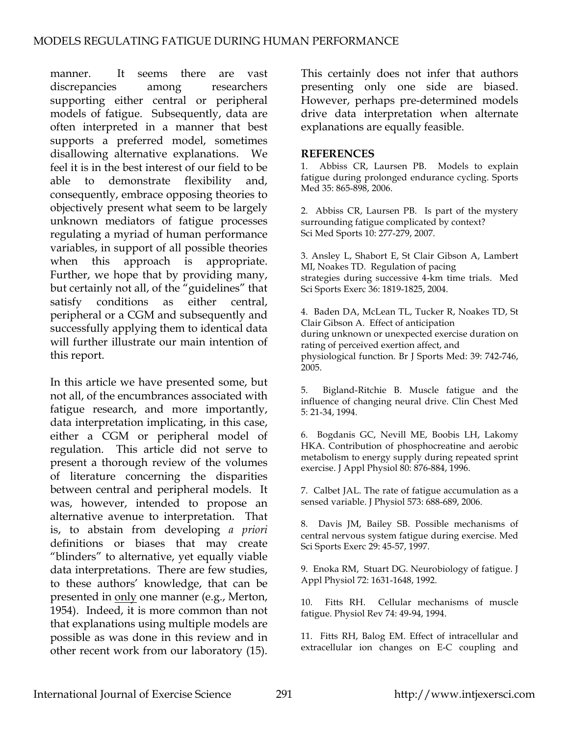manner. It seems there are vast discrepancies among researchers supporting either central or peripheral models of fatigue. Subsequently, data are often interpreted in a manner that best supports a preferred model, sometimes disallowing alternative explanations. We feel it is in the best interest of our field to be able to demonstrate flexibility and, consequently, embrace opposing theories to objectively present what seem to be largely unknown mediators of fatigue processes regulating a myriad of human performance variables, in support of all possible theories when this approach is appropriate. Further, we hope that by providing many, but certainly not all, of the "guidelines" that satisfy conditions as either central, peripheral or a CGM and subsequently and successfully applying them to identical data will further illustrate our main intention of this report.

In this article we have presented some, but not all, of the encumbrances associated with fatigue research, and more importantly, data interpretation implicating, in this case, either a CGM or peripheral model of regulation. This article did not serve to present a thorough review of the volumes of literature concerning the disparities between central and peripheral models. It was, however, intended to propose an alternative avenue to interpretation. That is, to abstain from developing *a priori* definitions or biases that may create "blinders" to alternative, yet equally viable data interpretations. There are few studies, to these authors' knowledge, that can be presented in <u>only</u> one manner (e.g., Merton, 1954). Indeed, it is more common than not that explanations using multiple models are possible as was done in this review and in other recent work from our laboratory (15). This certainly does not infer that authors presenting only one side are biased. However, perhaps pre-determined models drive data interpretation when alternate explanations are equally feasible.

## REFERENCES

1. Abbiss CR, Laursen PB. Models to explain fatigue during prolonged endurance cycling. Sports Med 35: 865-898, 2006.

2. Abbiss CR, Laursen PB. Is part of the mystery surrounding fatigue complicated by context? Sci Med Sports 10: 277-279, 2007.

3. Ansley L, Shabort E, St Clair Gibson A, Lambert MI, Noakes TD. Regulation of pacing strategies during successive 4-km time trials. Med Sci Sports Exerc 36: 1819-1825, 2004.

4. Baden DA, McLean TL, Tucker R, Noakes TD, St Clair Gibson A. Effect of anticipation during unknown or unexpected exercise duration on rating of perceived exertion affect, and physiological function. Br J Sports Med: 39: 742-746, 2005.

5. Bigland-Ritchie B. Muscle fatigue and the influence of changing neural drive. Clin Chest Med 5: 21-34, 1994.

6. Bogdanis GC, Nevill ME, Boobis LH, Lakomy HKA. Contribution of phosphocreatine and aerobic metabolism to energy supply during repeated sprint exercise. J Appl Physiol 80: 876-884, 1996.

7. Calbet JAL. The rate of fatigue accumulation as a sensed variable. J Physiol 573: 688-689, 2006.

8. Davis JM, Bailey SB. Possible mechanisms of central nervous system fatigue during exercise. Med Sci Sports Exerc 29: 45-57, 1997.

9. Enoka RM, Stuart DG. Neurobiology of fatigue. J Appl Physiol 72: 1631-1648, 1992.

10. Fitts RH. Cellular mechanisms of muscle fatigue. Physiol Rev 74: 49-94, 1994.

11. Fitts RH, Balog EM. Effect of intracellular and extracellular ion changes on E-C coupling and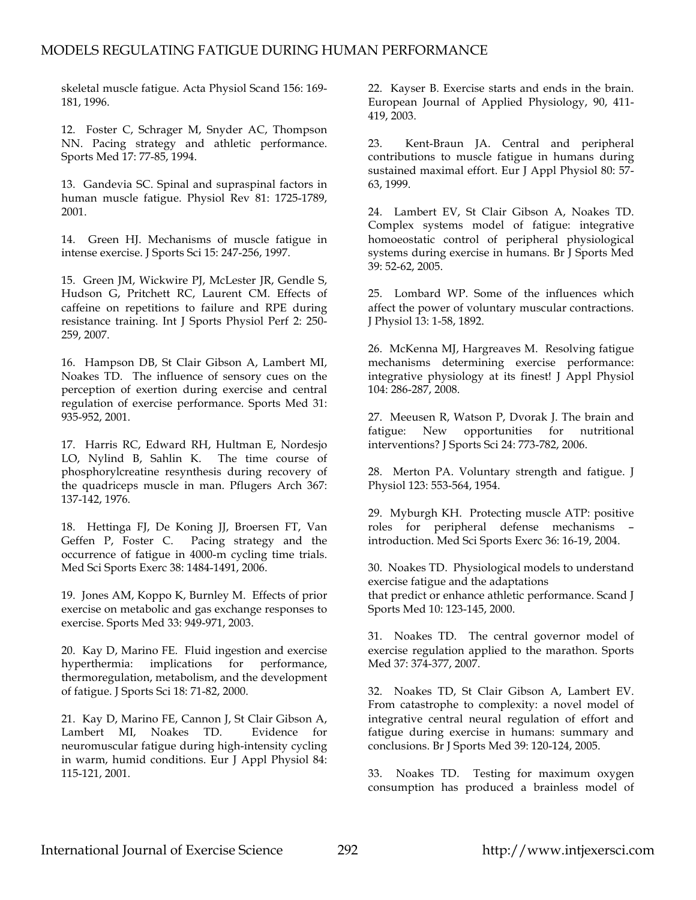skeletal muscle fatigue. Acta Physiol Scand 156: 169-181, 1996.

12. Foster C, Schrager M, Snyder AC, Thompson NN. Pacing strategy and athletic performance. Sports Med 17: 77-85, 1994.

13. Gandevia SC. Spinal and supraspinal factors in human muscle fatigue. Physiol Rev 81: 1725-1789, 2001.

14. Green HJ. Mechanisms of muscle fatigue in intense exercise. J Sports Sci 15: 247-256, 1997.

15. Green JM, Wickwire PJ, McLester JR, Gendle S, Hudson G, Pritchett RC, Laurent CM. Effects of caffeine on repetitions to failure and RPE during resistance training. Int J Sports Physiol Perf 2: 250-259, 2007.

16. Hampson DB, St Clair Gibson A, Lambert MI, Noakes TD. The influence of sensory cues on the perception of exertion during exercise and central regulation of exercise performance. Sports Med 31: 935-952, 2001.

17. Harris RC, Edward RH, Hultman E, Nordesjo LO, Nylind B, Sahlin K. The time course of phosphorylcreatine resynthesis during recovery of the quadriceps muscle in man. Pflugers Arch 367: 137-142, 1976.

18. Hettinga FJ, De Koning JJ, Broersen FT, Van Geffen P, Foster C. Pacing strategy and the occurrence of fatigue in 4000-m cycling time trials. Med Sci Sports Exerc 38: 1484-1491, 2006.

19. Jones AM, Koppo K, Burnley M. Effects of prior exercise on metabolic and gas exchange responses to exercise. Sports Med 33: 949-971, 2003.

20. Kay D, Marino FE. Fluid ingestion and exercise hyperthermia: implications for performance, thermoregulation, metabolism, and the development of fatigue. J Sports Sci 18: 71-82, 2000.

21. Kay D, Marino FE, Cannon J, St Clair Gibson A, Lambert MI, Noakes TD. Evidence for neuromuscular fatigue during high-intensity cycling in warm, humid conditions. Eur J Appl Physiol 84: 115-121, 2001.

22. Kayser B. Exercise starts and ends in the brain. European Journal of Applied Physiology, 90, 411-419, 2003.

23. Kent-Braun JA. Central and peripheral contributions to muscle fatigue in humans during sustained maximal effort. Eur J Appl Physiol 80: 57-63, 1999.

24. Lambert EV, St Clair Gibson A, Noakes TD. Complex systems model of fatigue: integrative homoeostatic control of peripheral physiological systems during exercise in humans. Br J Sports Med 39: 52-62, 2005.

25. Lombard WP. Some of the influences which affect the power of voluntary muscular contractions. J Physiol 13: 1-58, 1892.

26. McKenna MJ, Hargreaves M. Resolving fatigue mechanisms determining exercise performance: integrative physiology at its finest! J Appl Physiol 104: 286-287, 2008.

27. Meeusen R, Watson P, Dvorak J. The brain and fatigue: New opportunities for nutritional interventions? J Sports Sci 24: 773-782, 2006.

28. Merton PA. Voluntary strength and fatigue. J Physiol 123: 553-564, 1954.

29. Myburgh KH. Protecting muscle ATP: positive roles for peripheral defense mechanisms – introduction. Med Sci Sports Exerc 36: 16-19, 2004.

30. Noakes TD. Physiological models to understand exercise fatigue and the adaptations that predict or enhance athletic performance. Scand J Sports Med 10: 123-145, 2000.

31. Noakes TD. The central governor model of exercise regulation applied to the marathon. Sports Med 37: 374-377, 2007.

32. Noakes TD, St Clair Gibson A, Lambert EV. From catastrophe to complexity: a novel model of integrative central neural regulation of effort and fatigue during exercise in humans: summary and conclusions. Br J Sports Med 39: 120-124, 2005.

33. Noakes TD. Testing for maximum oxygen consumption has produced a brainless model of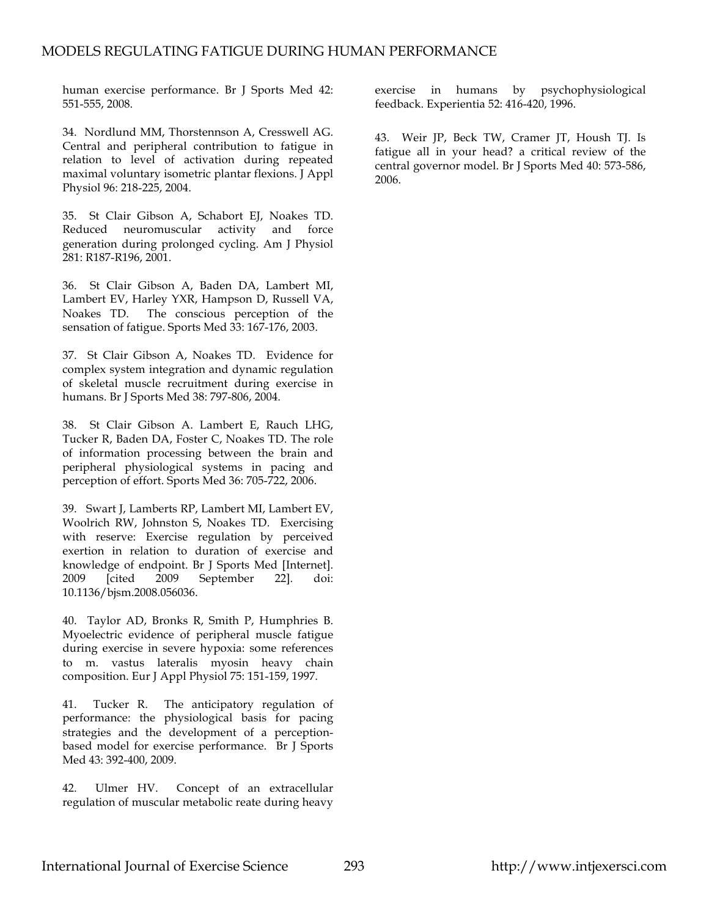human exercise performance. Br J Sports Med 42: 551-555, 2008.

34. Nordlund MM, Thorstennson A, Cresswell AG. Central and peripheral contribution to fatigue in relation to level of activation during repeated maximal voluntary isometric plantar flexions. J Appl Physiol 96: 218-225, 2004.

35. St Clair Gibson A, Schabort EJ, Noakes TD. Reduced neuromuscular activity and force generation during prolonged cycling. Am J Physiol 281: R187-R196, 2001.

36. St Clair Gibson A, Baden DA, Lambert MI, Lambert EV, Harley YXR, Hampson D, Russell VA, Noakes TD. The conscious perception of the sensation of fatigue. Sports Med 33: 167-176, 2003.

37. St Clair Gibson A, Noakes TD. Evidence for complex system integration and dynamic regulation of skeletal muscle recruitment during exercise in humans. Br J Sports Med 38: 797-806, 2004.

38. St Clair Gibson A. Lambert E, Rauch LHG, Tucker R, Baden DA, Foster C, Noakes TD. The role of information processing between the brain and peripheral physiological systems in pacing and perception of effort. Sports Med 36: 705-722, 2006.

39. Swart J, Lamberts RP, Lambert MI, Lambert EV, Woolrich RW, Johnston S, Noakes TD. Exercising with reserve: Exercise regulation by perceived exertion in relation to duration of exercise and knowledge of endpoint. Br J Sports Med [Internet]. 2009 [cited 2009 September 22]. doi: 10.1136/bjsm.2008.056036.

40. Taylor AD, Bronks R, Smith P, Humphries B. Myoelectric evidence of peripheral muscle fatigue during exercise in severe hypoxia: some references to m. vastus lateralis myosin heavy chain composition. Eur J Appl Physiol 75: 151-159, 1997.

41. Tucker R. The anticipatory regulation of performance: the physiological basis for pacing strategies and the development of a perception-based model for exercise performance. Br J Sports Med 43: 392-400, 2009.

42. Ulmer HV. Concept of an extracellular regulation of muscular metabolic reate during heavy exercise in humans by psychophysiological feedback. Experientia 52: 416-420, 1996.

43. Weir JP, Beck TW, Cramer JT, Housh TJ. Is fatigue all in your head? a critical review of the central governor model. Br J Sports Med 40: 573-586, 2006.